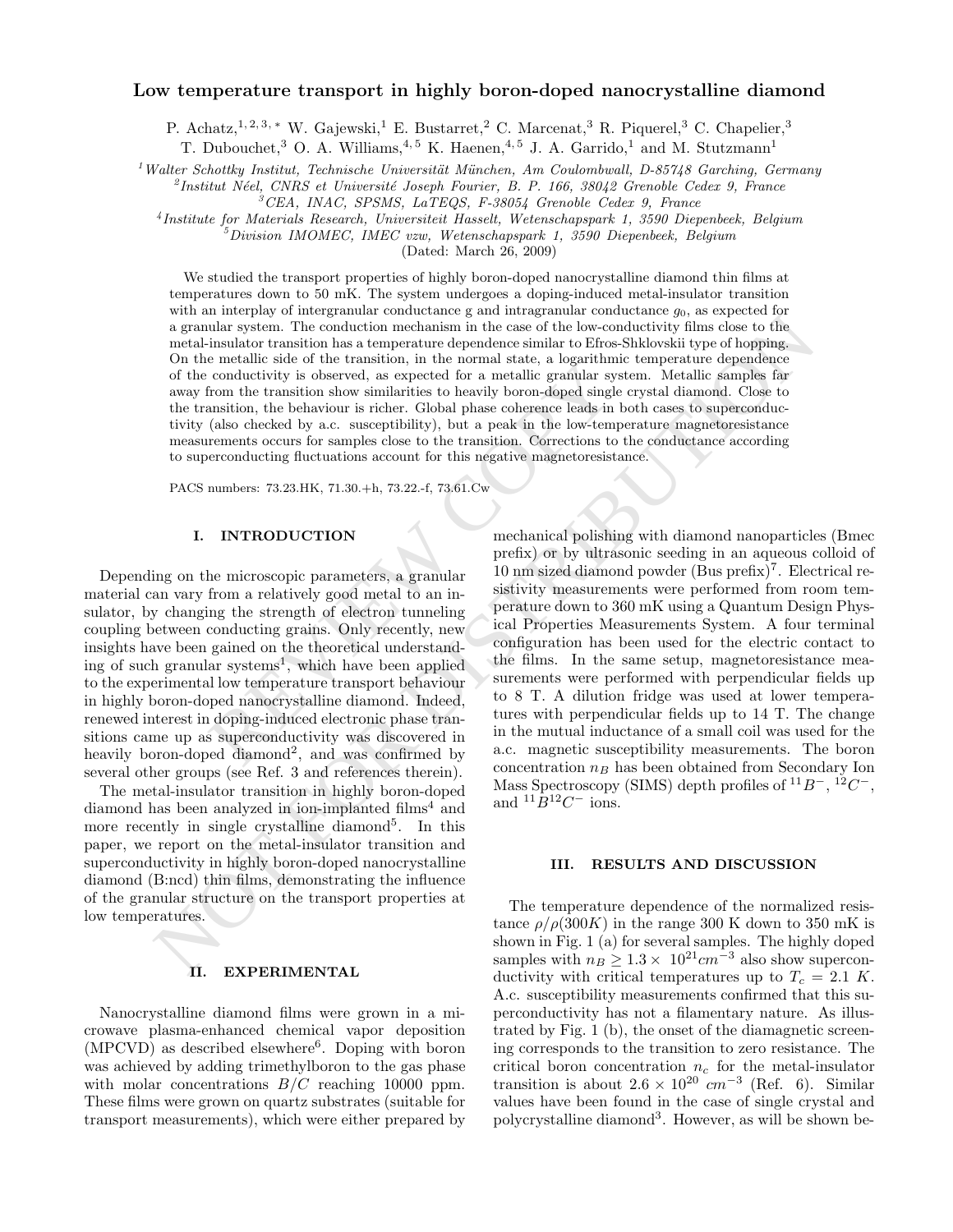# Low temperature transport in highly boron-doped nanocrystalline diamond

P. Achatz,[1,2,3,*] W. Gajewski,[1] E. Bustarret,[2] C. Marcenat,[3] R. Piquerel,[3] C. Chapelier,[3] T. Dubouchet,[3] O. A. Williams,[4,5] K. Haenen,[4,5] J. A. Garrido,[1] and M. Stutzmann[1]

[1] Walter Schottky Institut, Technische Universität München, Am Coulombwall, D-85748 Garching, Germany
[2] Institut Néel, CNRS et Université Joseph Fourier, B. P. 166, 38042 Grenoble Cedex 9, France
[3] CEA, INAC, SPSMS, LaTEQS, F-38054 Grenoble Cedex 9, France
[4] Institute for Materials Research, Universiteit Hasselt, Wetenschapspark 1, 3590 Diepenbeek, Belgium
[5] Division IMOMEC, IMEC vzw, Wetenschapspark 1, 3590 Diepenbeek, Belgium

(Dated: March 26, 2009)

We studied the transport properties of highly boron-doped nanocrystalline diamond thin films at temperatures down to 50 mK. The system undergoes a doping-induced metal-insulator transition with an interplay of intergranular conductance g and intragranular conductance $g_0$, as expected for a granular system. The conduction mechanism in the case of the low-conductivity films close to the metal-insulator transition has a temperature dependence similar to Efros-Shklovskii type of hopping. On the metallic side of the transition, in the normal state, a logarithmic temperature dependence of the conductivity is observed, as expected for a metallic granular system. Metallic samples far away from the transition show similarities to heavily boron-doped single crystal diamond. Close to the transition, the behaviour is richer. Global phase coherence leads in both cases to superconductivity (also checked by a.c. susceptibility), but a peak in the low-temperature magnetoresistance measurements occurs for samples close to the transition. Corrections to the conductance according to superconducting fluctuations account for this negative magnetoresistance.

PACS numbers: 73.23.HK, 71.30.+h, 73.22.-f, 73.61.Cw

## I. INTRODUCTION

Depending on the microscopic parameters, a granular material can vary from a relatively good metal to an insulator, by changing the strength of electron tunneling coupling between conducting grains. Only recently, new insights have been gained on the theoretical understanding of such granular systems[1], which have been applied to the experimental low temperature transport behaviour in highly boron-doped nanocrystalline diamond. Indeed, renewed interest in doping-induced electronic phase transitions came up as superconductivity was discovered in heavily boron-doped diamond[2], and was confirmed by several other groups (see Ref. 3 and references therein).

The metal-insulator transition in highly boron-doped diamond has been analyzed in ion-implanted films[4] and more recently in single crystalline diamond[5]. In this paper, we report on the metal-insulator transition and superconductivity in highly boron-doped nanocrystalline diamond (B:ncd) thin films, demonstrating the influence of the granular structure on the transport properties at low temperatures.

## II. EXPERIMENTAL

Nanocrystalline diamond films were grown in a microwave plasma-enhanced chemical vapor deposition (MPCVD) as described elsewhere[6]. Doping with boron was achieved by adding trimethylboron to the gas phase with molar concentrations $B/C$ reaching 10000 ppm. These films were grown on quartz substrates (suitable for transport measurements), which were either prepared by mechanical polishing with diamond nanoparticles (Bmec prefix) or by ultrasonic seeding in an aqueous colloid of 10 nm sized diamond powder (Bus prefix)[7]. Electrical resistivity measurements were performed from room temperature down to 360 mK using a Quantum Design Physical Properties Measurements System. A four terminal configuration has been used for the electric contact to the films. In the same setup, magnetoresistance measurements were performed with perpendicular fields up to 8 T. A dilution fridge was used at lower temperatures with perpendicular fields up to 14 T. The change in the mutual inductance of a small coil was used for the a.c. magnetic susceptibility measurements. The boron concentration $n_B$ has been obtained from Secondary Ion Mass Spectroscopy (SIMS) depth profiles of $^{11}B^-$, $^{12}C^-$, and $^{11}B^{12}C^-$ ions.

## III. RESULTS AND DISCUSSION

The temperature dependence of the normalized resistance $\rho/\rho(300K)$ in the range 300 K down to 350 mK is shown in Fig. 1 (a) for several samples. The highly doped samples with $n_B \geq 1.3\times\ 10^{21}cm^{-3}$ also show superconductivity with critical temperatures up to $T_c = 2.1\ K$. A.c. susceptibility measurements confirmed that this superconductivity has not a filamentary nature. As illustrated by Fig. 1 (b), the onset of the diamagnetic screening corresponds to the transition to zero resistance. The critical boron concentration $n_c$ for the metal-insulator transition is about $2.6\times 10^{20}\ cm^{-3}$ (Ref. 6). Similar values have been found in the case of single crystal and polycrystalline diamond[3]. However, as will be shown be-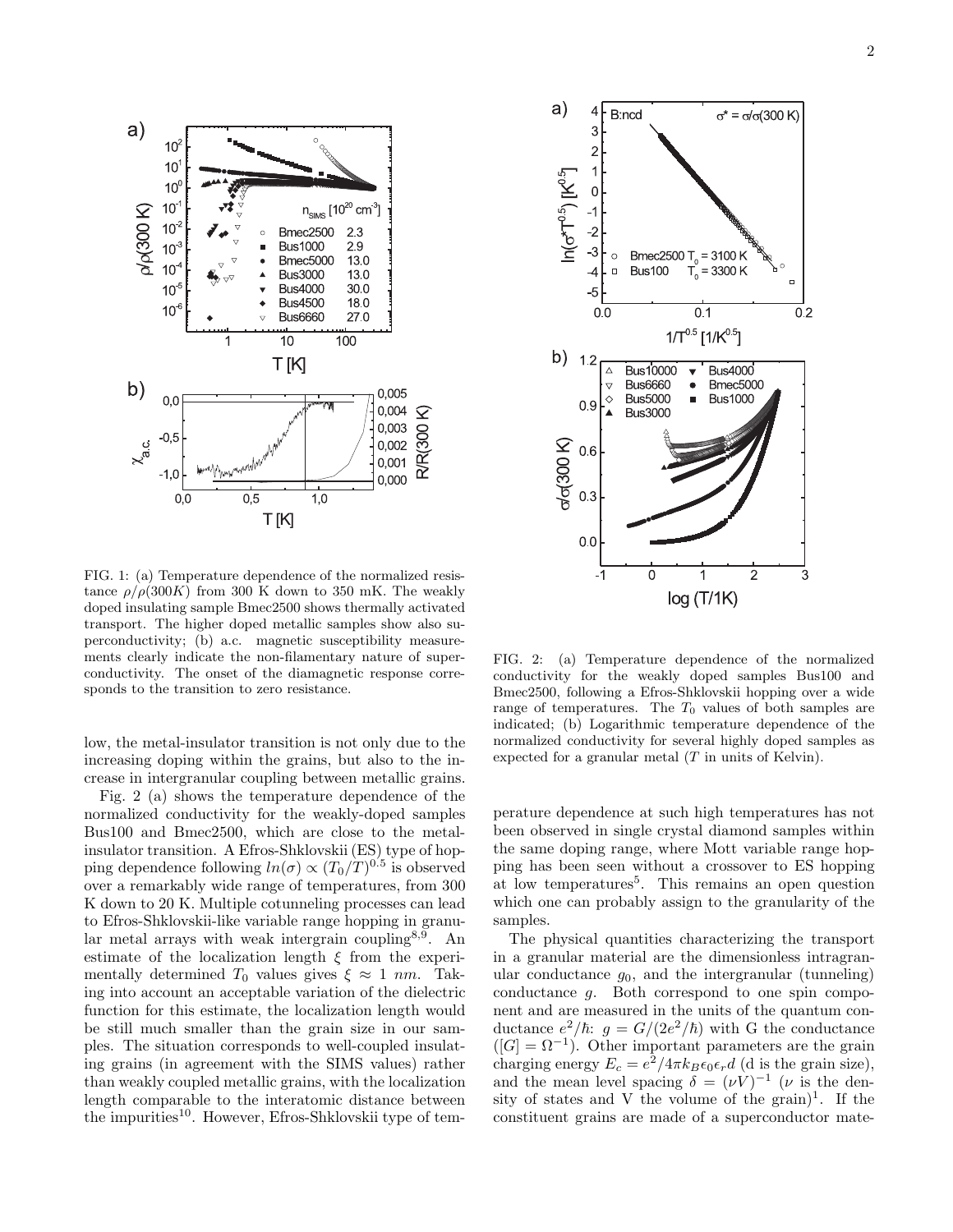a)

$\rho/\rho(300\ K)$

$n_{SIMS}$ [$10^{20}$ cm$^{-3}$]

Bmec2500 2.3
Bus1000 2.9
Bmec5000 13.0
Bus3000 13.0
Bus4000 30.0
Bus4500 18.0
Bus6660 27.0

T [K]

b)

$\chi_{a.c.}$

R/R(300 K)

T [K]

FIG. 1: (a) Temperature dependence of the normalized resistance $\rho/\rho(300K)$ from 300 K down to 350 mK. The weakly doped insulating sample Bmec2500 shows thermally activated transport. The higher doped metallic samples show also superconductivity; (b) a.c. magnetic susceptibility measurements clearly indicate the non-filamentary nature of superconductivity. The onset of the diamagnetic response corresponds to the transition to zero resistance.

a)

B:ncd

$\sigma^* = \sigma/\sigma(300\ K)$

$\ln(\sigma^* T^{0.5})$ [$K^{0.5}$]

Bmec2500 $T_0$ = 3100 K
Bus100 $T_0$ = 3300 K

$1/T^{0.5}$ [$1/K^{0.5}$]

b)

Bus10000
Bus6660
Bus5000
Bus3000
Bus4000
Bmec5000
Bus1000

$\sigma/\sigma(300\ K)$

log (T/1K)

FIG. 2: (a) Temperature dependence of the normalized conductivity for the weakly doped samples Bus100 and Bmec2500, following a Efros-Shklovskii hopping over a wide range of temperatures. The $T_0$ values of both samples are indicated; (b) Logarithmic temperature dependence of the normalized conductivity for several highly doped samples as expected for a granular metal ($T$ in units of Kelvin).

low, the metal-insulator transition is not only due to the increasing doping within the grains, but also to the increase in intergranular coupling between metallic grains.

Fig. 2 (a) shows the temperature dependence of the normalized conductivity for the weakly-doped samples Bus100 and Bmec2500, which are close to the metal-insulator transition. A Efros-Shklovskii (ES) type of hopping dependence following $ln(\sigma) \propto (T_0/T)^{0.5}$ is observed over a remarkably wide range of temperatures, from 300 K down to 20 K. Multiple cotunneling processes can lead to Efros-Shklovskii-like variable range hopping in granular metal arrays with weak intergrain coupling[8,9]. An estimate of the localization length $\xi$ from the experimentally determined $T_0$ values gives $\xi \approx 1\ nm$. Taking into account an acceptable variation of the dielectric function for this estimate, the localization length would be still much smaller than the grain size in our samples. The situation corresponds to well-coupled insulating grains (in agreement with the SIMS values) rather than weakly coupled metallic grains, with the localization length comparable to the interatomic distance between the impurities[10]. However, Efros-Shklovskii type of temperature dependence at such high temperatures has not been observed in single crystal diamond samples within the same doping range, where Mott variable range hopping has been seen without a crossover to ES hopping at low temperatures[5]. This remains an open question which one can probably assign to the granularity of the samples.

The physical quantities characterizing the transport in a granular material are the dimensionless intragranular conductance $g_0$, and the intergranular (tunneling) conductance $g$. Both correspond to one spin component and are measured in the units of the quantum conductance $e^2/\hbar$: $g = G/(2e^2/\hbar)$ with G the conductance ($[G] = \Omega^{-1}$). Other important parameters are the grain charging energy $E_c = e^2/4\pi k_B \epsilon_0 \epsilon_r d$ (d is the grain size), and the mean level spacing $\delta = (\nu V)^{-1}$ ($\nu$ is the density of states and V the volume of the grain)[1]. If the constituent grains are made of a superconductor mate-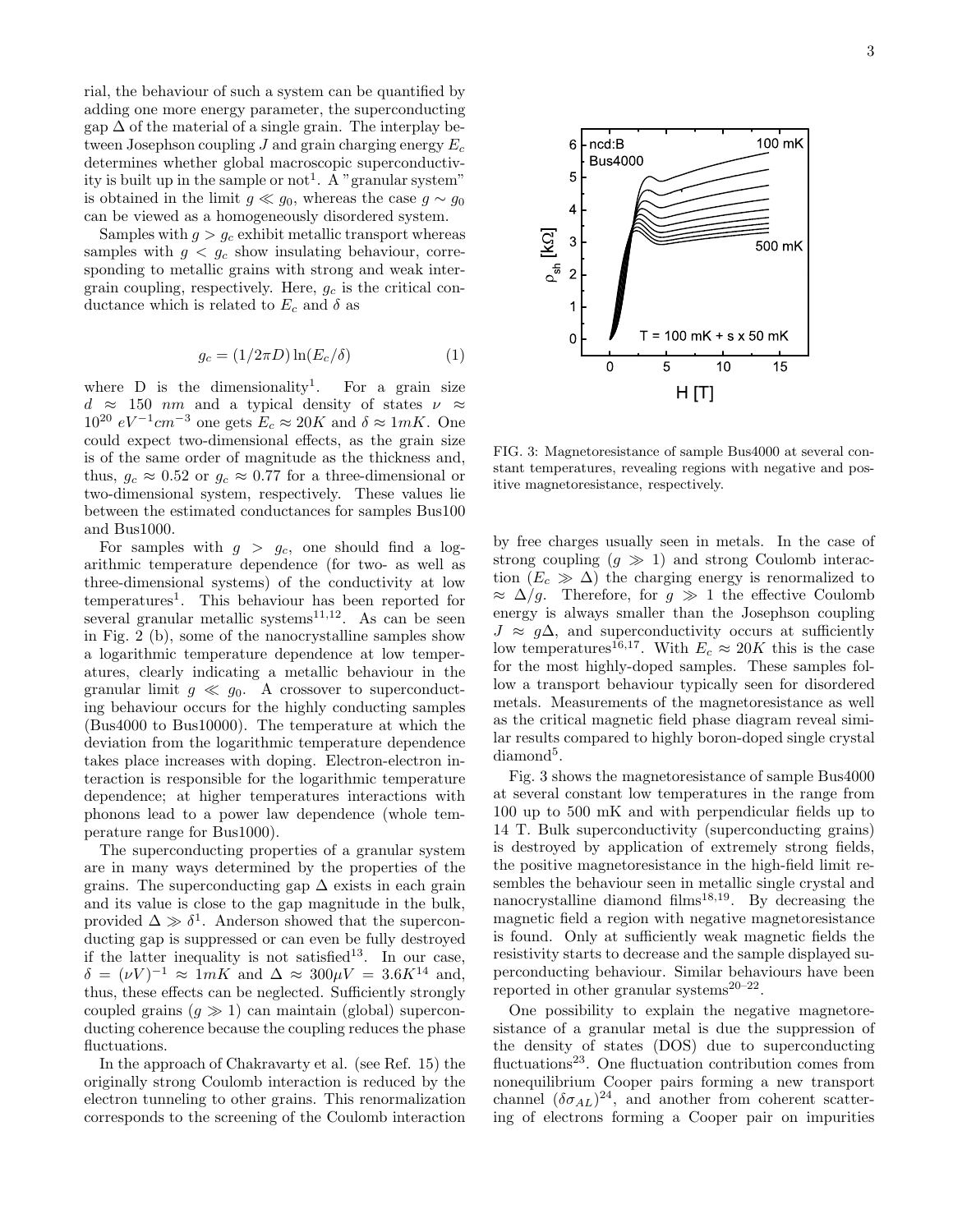rial, the behaviour of such a system can be quantified by adding one more energy parameter, the superconducting gap $\Delta$ of the material of a single grain. The interplay between Josephson coupling $J$ and grain charging energy $E_c$ determines whether global macroscopic superconductivity is built up in the sample or not[1]. A "granular system" is obtained in the limit $g \ll g_0$, whereas the case $g \sim g_0$ can be viewed as a homogeneously disordered system.

Samples with $g > g_c$ exhibit metallic transport whereas samples with $g < g_c$ show insulating behaviour, corresponding to metallic grains with strong and weak intergrain coupling, respectively. Here, $g_c$ is the critical conductance which is related to $E_c$ and $\delta$ as

$$g_c = (1/2\pi D)\ln(E_c/\delta) \tag{1}$$

where D is the dimensionality[1]. For a grain size $d \approx 150\ nm$ and a typical density of states $\nu \approx 10^{20}\ eV^{-1}cm^{-3}$ one gets $E_c \approx 20K$ and $\delta \approx 1mK$. One could expect two-dimensional effects, as the grain size is of the same order of magnitude as the thickness and, thus, $g_c \approx 0.52$ or $g_c \approx 0.77$ for a three-dimensional or two-dimensional system, respectively. These values lie between the estimated conductances for samples Bus100 and Bus1000.

For samples with $g > g_c$, one should find a logarithmic temperature dependence (for two- as well as three-dimensional systems) of the conductivity at low temperatures[1]. This behaviour has been reported for several granular metallic systems[11,12]. As can be seen in Fig. 2 (b), some of the nanocrystalline samples show a logarithmic temperature dependence at low temperatures, clearly indicating a metallic behaviour in the granular limit $g \ll g_0$. A crossover to superconducting behaviour occurs for the highly conducting samples (Bus4000 to Bus10000). The temperature at which the deviation from the logarithmic temperature dependence takes place increases with doping. Electron-electron interaction is responsible for the logarithmic temperature dependence; at higher temperatures interactions with phonons lead to a power law dependence (whole temperature range for Bus1000).

The superconducting properties of a granular system are in many ways determined by the properties of the grains. The superconducting gap $\Delta$ exists in each grain and its value is close to the gap magnitude in the bulk, provided $\Delta \gg \delta$[1]. Anderson showed that the superconducting gap is suppressed or can even be fully destroyed if the latter inequality is not satisfied[13]. In our case, $\delta = (\nu V)^{-1} \approx 1mK$ and $\Delta \approx 300\mu V = 3.6K$[14] and, thus, these effects can be neglected. Sufficiently strongly coupled grains ($g \gg 1$) can maintain (global) superconducting coherence because the coupling reduces the phase fluctuations.

In the approach of Chakravarty et al. (see Ref. 15) the originally strong Coulomb interaction is reduced by the electron tunneling to other grains. This renormalization corresponds to the screening of the Coulomb interaction by free charges usually seen in metals. In the case of strong coupling ($g \gg 1$) and strong Coulomb interaction ($E_c \gg \Delta$) the charging energy is renormalized to $\approx \Delta/g$. Therefore, for $g \gg 1$ the effective Coulomb energy is always smaller than the Josephson coupling $J \approx g\Delta$, and superconductivity occurs at sufficiently low temperatures[16,17]. With $E_c \approx 20K$ this is the case for the most highly-doped samples. These samples follow a transport behaviour typically seen for disordered metals. Measurements of the magnetoresistance as well as the critical magnetic field phase diagram reveal similar results compared to highly boron-doped single crystal diamond[5].

ncd:B
Bus4000
100 mK
500 mK
T = 100 mK + s x 50 mK
$\rho_{sh}$ [kΩ]
H [T]
0 1 2 3 4 5 6
0 5 10 15

FIG. 3: Magnetoresistance of sample Bus4000 at several constant temperatures, revealing regions with negative and positive magnetoresistance, respectively.

Fig. 3 shows the magnetoresistance of sample Bus4000 at several constant low temperatures in the range from 100 up to 500 mK and with perpendicular fields up to 14 T. Bulk superconductivity (superconducting grains) is destroyed by application of extremely strong fields, the positive magnetoresistance in the high-field limit resembles the behaviour seen in metallic single crystal and nanocrystalline diamond films[18,19]. By decreasing the magnetic field a region with negative magnetoresistance is found. Only at sufficiently weak magnetic fields the resistivity starts to decrease and the sample displayed superconducting behaviour. Similar behaviours have been reported in other granular systems[20–22].

One possibility to explain the negative magnetoresistance of a granular metal is due the suppression of the density of states (DOS) due to superconducting fluctuations[23]. One fluctuation contribution comes from nonequilibrium Cooper pairs forming a new transport channel ($\delta\sigma_{AL}$)[24], and another from coherent scattering of electrons forming a Cooper pair on impurities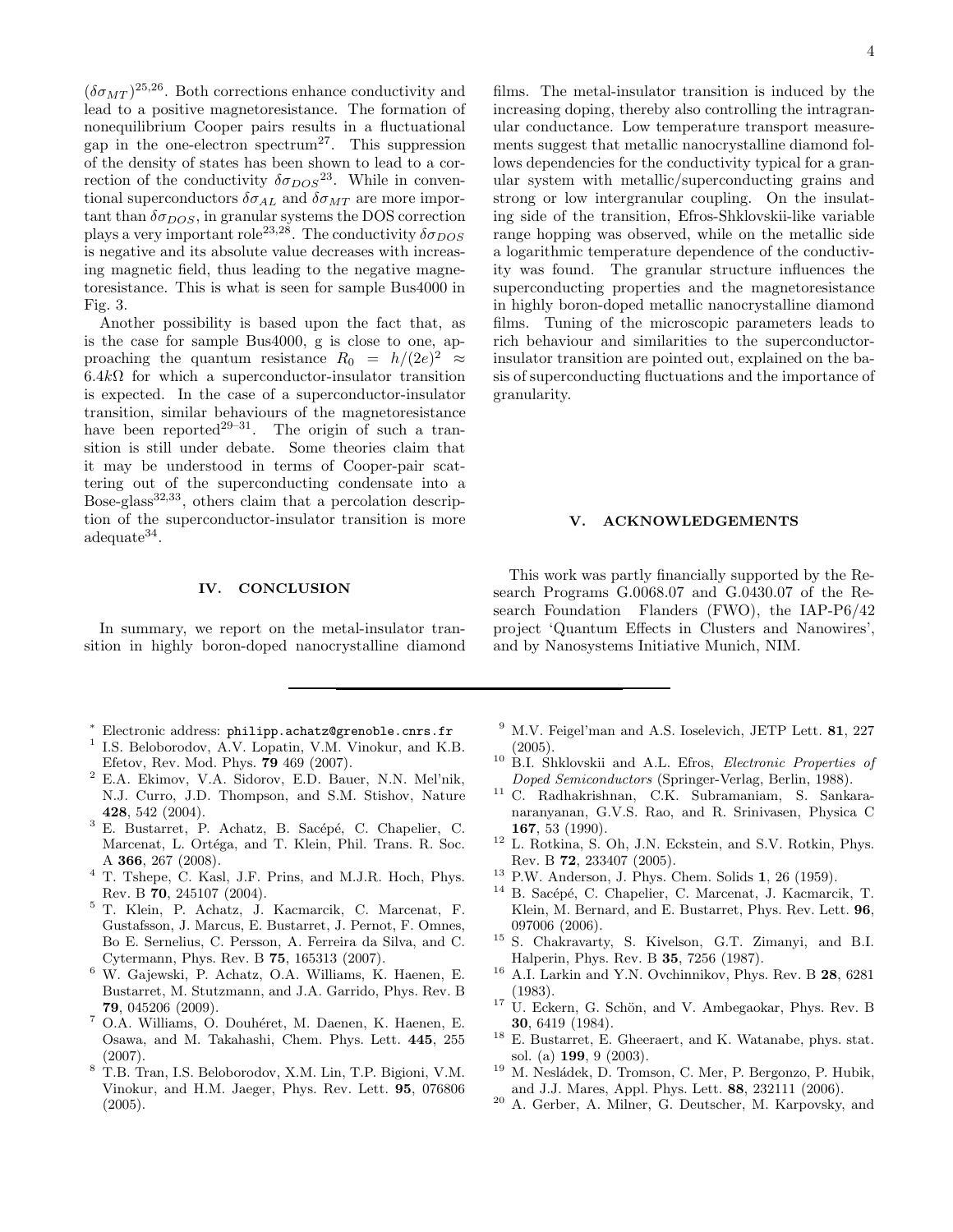$(\delta\sigma_{MT})$[25,26]. Both corrections enhance conductivity and lead to a positive magnetoresistance. The formation of nonequilibrium Cooper pairs results in a fluctuational gap in the one-electron spectrum[27]. This suppression of the density of states has been shown to lead to a correction of the conductivity $\delta\sigma_{DOS}$[23]. While in conventional superconductors $\delta\sigma_{AL}$ and $\delta\sigma_{MT}$ are more important than $\delta\sigma_{DOS}$, in granular systems the DOS correction plays a very important role[23,28]. The conductivity $\delta\sigma_{DOS}$ is negative and its absolute value decreases with increasing magnetic field, thus leading to the negative magnetoresistance. This is what is seen for sample Bus4000 in Fig. 3.

Another possibility is based upon the fact that, as is the case for sample Bus4000, g is close to one, approaching the quantum resistance $R_0 = h/(2e)^2 \approx 6.4k\Omega$ for which a superconductor-insulator transition is expected. In the case of a superconductor-insulator transition, similar behaviours of the magnetoresistance have been reported[29–31]. The origin of such a transition is still under debate. Some theories claim that it may be understood in terms of Cooper-pair scattering out of the superconducting condensate into a Bose-glass[32,33], others claim that a percolation description of the superconductor-insulator transition is more adequate[34].

## IV. CONCLUSION

In summary, we report on the metal-insulator transition in highly boron-doped nanocrystalline diamond films. The metal-insulator transition is induced by the increasing doping, thereby also controlling the intragranular conductance. Low temperature transport measurements suggest that metallic nanocrystalline diamond follows dependencies for the conductivity typical for a granular system with metallic/superconducting grains and strong or low intergranular coupling. On the insulating side of the transition, Efros-Shklovskii-like variable range hopping was observed, while on the metallic side a logarithmic temperature dependence of the conductivity was found. The granular structure influences the superconducting properties and the magnetoresistance in highly boron-doped metallic nanocrystalline diamond films. Tuning of the microscopic parameters leads to rich behaviour and similarities to the superconductor-insulator transition are pointed out, explained on the basis of superconducting fluctuations and the importance of granularity.

## V. ACKNOWLEDGEMENTS

This work was partly financially supported by the Research Programs G.0068.07 and G.0430.07 of the Research Foundation Flanders (FWO), the IAP-P6/42 project 'Quantum Effects in Clusters and Nanowires', and by Nanosystems Initiative Munich, NIM.

---

[*] Electronic address: philipp.achatz@grenoble.cnrs.fr

[1] I.S. Beloborodov, A.V. Lopatin, V.M. Vinokur, and K.B. Efetov, Rev. Mod. Phys. **79** 469 (2007).

[2] E.A. Ekimov, V.A. Sidorov, E.D. Bauer, N.N. Mel'nik, N.J. Curro, J.D. Thompson, and S.M. Stishov, Nature **428**, 542 (2004).

[3] E. Bustarret, P. Achatz, B. Sacépé, C. Chapelier, C. Marcenat, L. Ortéga, and T. Klein, Phil. Trans. R. Soc. A **366**, 267 (2008).

[4] T. Tshepe, C. Kasl, J.F. Prins, and M.J.R. Hoch, Phys. Rev. B **70**, 245107 (2004).

[5] T. Klein, P. Achatz, J. Kacmarcik, C. Marcenat, F. Gustafsson, J. Marcus, E. Bustarret, J. Pernot, F. Omnes, Bo E. Sernelius, C. Persson, A. Ferreira da Silva, and C. Cytermann, Phys. Rev. B **75**, 165313 (2007).

[6] W. Gajewski, P. Achatz, O.A. Williams, K. Haenen, E. Bustarret, M. Stutzmann, and J.A. Garrido, Phys. Rev. B **79**, 045206 (2009).

[7] O.A. Williams, O. Douhéret, M. Daenen, K. Haenen, E. Osawa, and M. Takahashi, Chem. Phys. Lett. **445**, 255 (2007).

[8] T.B. Tran, I.S. Beloborodov, X.M. Lin, T.P. Bigioni, V.M. Vinokur, and H.M. Jaeger, Phys. Rev. Lett. **95**, 076806 (2005).

[9] M.V. Feigel'man and A.S. Ioselevich, JETP Lett. **81**, 227 (2005).

[10] B.I. Shklovskii and A.L. Efros, *Electronic Properties of Doped Semiconductors* (Springer-Verlag, Berlin, 1988).

[11] C. Radhakrishnan, C.K. Subramaniam, S. Sankaranaranyanan, G.V.S. Rao, and R. Srinivasen, Physica C **167**, 53 (1990).

[12] L. Rotkina, S. Oh, J.N. Eckstein, and S.V. Rotkin, Phys. Rev. B **72**, 233407 (2005).

[13] P.W. Anderson, J. Phys. Chem. Solids **1**, 26 (1959).

[14] B. Sacépé, C. Chapelier, C. Marcenat, J. Kacmarcik, T. Klein, M. Bernard, and E. Bustarret, Phys. Rev. Lett. **96**, 097006 (2006).

[15] S. Chakravarty, S. Kivelson, G.T. Zimanyi, and B.I. Halperin, Phys. Rev. B **35**, 7256 (1987).

[16] A.I. Larkin and Y.N. Ovchinnikov, Phys. Rev. B **28**, 6281 (1983).

[17] U. Eckern, G. Schön, and V. Ambegaokar, Phys. Rev. B **30**, 6419 (1984).

[18] E. Bustarret, E. Gheeraert, and K. Watanabe, phys. stat. sol. (a) **199**, 9 (2003).

[19] M. Nesládek, D. Tromson, C. Mer, P. Bergonzo, P. Hubik, and J.J. Mares, Appl. Phys. Lett. **88**, 232111 (2006).

[20] A. Gerber, A. Milner, G. Deutscher, M. Karpovsky, and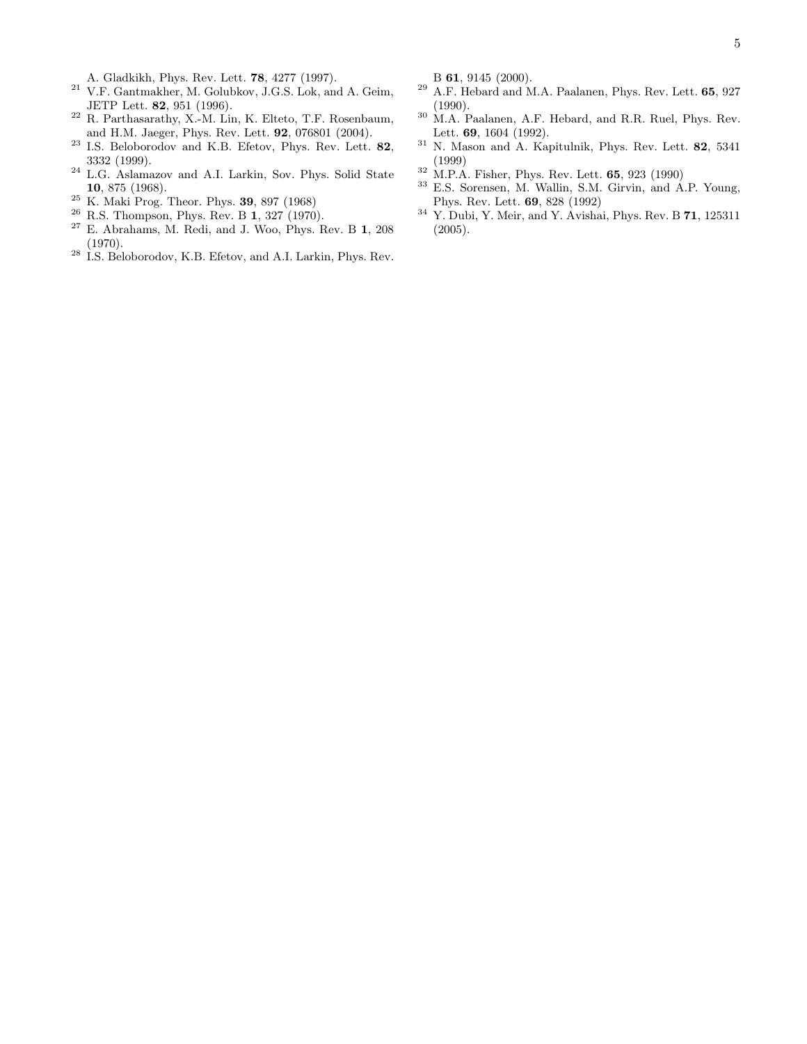A. Gladkikh, Phys. Rev. Lett. **78**, 4277 (1997).

[21] V.F. Gantmakher, M. Golubkov, J.G.S. Lok, and A. Geim, JETP Lett. **82**, 951 (1996).

[22] R. Parthasarathy, X.-M. Lin, K. Elteto, T.F. Rosenbaum, and H.M. Jaeger, Phys. Rev. Lett. **92**, 076801 (2004).

[23] I.S. Beloborodov and K.B. Efetov, Phys. Rev. Lett. **82**, 3332 (1999).

[24] L.G. Aslamazov and A.I. Larkin, Sov. Phys. Solid State **10**, 875 (1968).

[25] K. Maki Prog. Theor. Phys. **39**, 897 (1968)

[26] R.S. Thompson, Phys. Rev. B **1**, 327 (1970).

[27] E. Abrahams, M. Redi, and J. Woo, Phys. Rev. B **1**, 208 (1970).

[28] I.S. Beloborodov, K.B. Efetov, and A.I. Larkin, Phys. Rev. B **61**, 9145 (2000).

[29] A.F. Hebard and M.A. Paalanen, Phys. Rev. Lett. **65**, 927 (1990).

[30] M.A. Paalanen, A.F. Hebard, and R.R. Ruel, Phys. Rev. Lett. **69**, 1604 (1992).

[31] N. Mason and A. Kapitulnik, Phys. Rev. Lett. **82**, 5341 (1999)

[32] M.P.A. Fisher, Phys. Rev. Lett. **65**, 923 (1990)

[33] E.S. Sorensen, M. Wallin, S.M. Girvin, and A.P. Young, Phys. Rev. Lett. **69**, 828 (1992)

[34] Y. Dubi, Y. Meir, and Y. Avishai, Phys. Rev. B **71**, 125311 (2005).